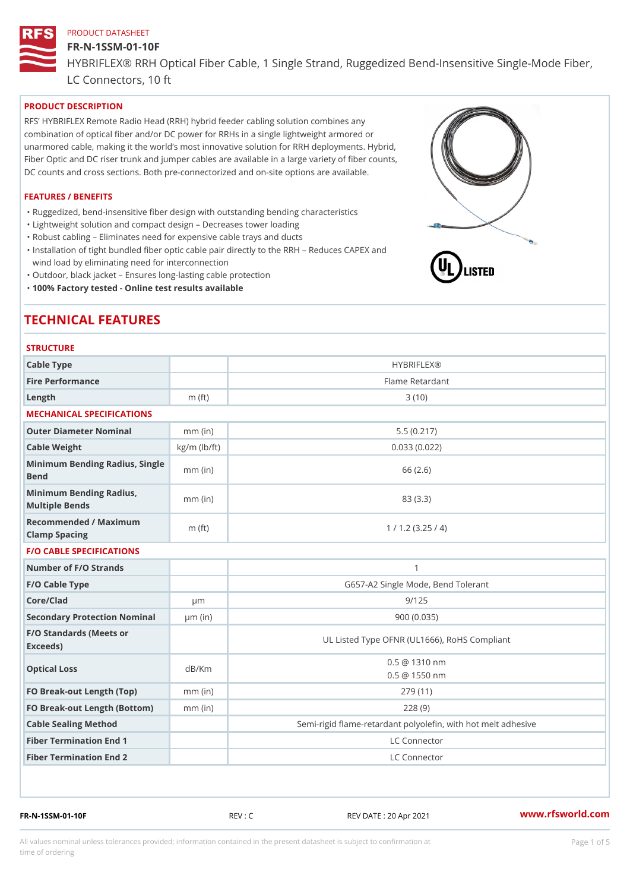PRODUCT DATASHEET

# FR-N-1SSM-01-10F

HYBRIFLEX® RRH Optical Fiber Cable, 1 Single Strand, Ruggedized Bend-Insensitive Single-Mode Fiber, LC Connectors, 10 ft

## PRODUCT DESCRIPTION

RFS' HYBRIFLEX Remote Radio Head (RRH) hybrid feeder cabling solution combines any combination of optical fiber and/or DC power for RRHs in a single lightweight armored or unarmored cable, making it the world's most innovative solution for RRH deployments. Hybrid, Fiber Optic and DC riser trunk and jumper cables are available in a large variety of fiber counts, DC counts and cross sections. Both pre-connectorized and on-site options are available.

## FEATURES / BENEFITS

- Ruggedized, bend-insensitive fiber design with outstanding bending characteristics
- Lightweight solution and compact design – Decreases tower loading
- Robust cabling – Eliminates need for expensive cable trays and ducts
- Installation of tight bundled fiber optic cable pair directly to the RRH – Reduces CAPEX and wind load by eliminating need for interconnection
- Outdoor, black jacket – Ensures long-lasting cable protection
- **100% Factory tested - Online test results available**

# TECHNICAL FEATURES

### STRUCTURE

| | | |
|---|---|---|
| Cable Type | | HYBRIFLEX® |
| Fire Performance | | Flame Retardant |
| Length | m (ft) | 3 (10) |

### MECHANICAL SPECIFICATIONS

| | | |
|---|---|---|
| Outer Diameter Nominal | mm (in) | 5.5 (0.217) |
| Cable Weight | kg/m (lb/ft) | 0.033 (0.022) |
| Minimum Bending Radius, Single Bend | mm (in) | 66 (2.6) |
| Minimum Bending Radius, Multiple Bends | mm (in) | 83 (3.3) |
| Recommended / Maximum Clamp Spacing | m (ft) | 1 / 1.2 (3.25 / 4) |

### F/O CABLE SPECIFICATIONS

| | | |
|---|---|---|
| Number of F/O Strands | | 1 |
| F/O Cable Type | | G657-A2 Single Mode, Bend Tolerant |
| Core/Clad | µm | 9/125 |
| Secondary Protection Nominal | µm (in) | 900 (0.035) |
| F/O Standards (Meets or Exceeds) | | UL Listed Type OFNR (UL1666), RoHS Compliant |
| Optical Loss | dB/Km | 0.5 @ 1310 nm<br>0.5 @ 1550 nm |
| FO Break-out Length (Top) | mm (in) | 279 (11) |
| FO Break-out Length (Bottom) | mm (in) | 228 (9) |
| Cable Sealing Method | | Semi-rigid flame-retardant polyolefin, with hot melt adhesive |
| Fiber Termination End 1 | | LC Connector |
| Fiber Termination End 2 | | LC Connector |

FR-N-1SSM-01-10F REV : C REV DATE : 20 Apr 2021 www.rfsworld.com

All values nominal unless tolerances provided; information contained in the present datasheet is subject to confirmation at time of ordering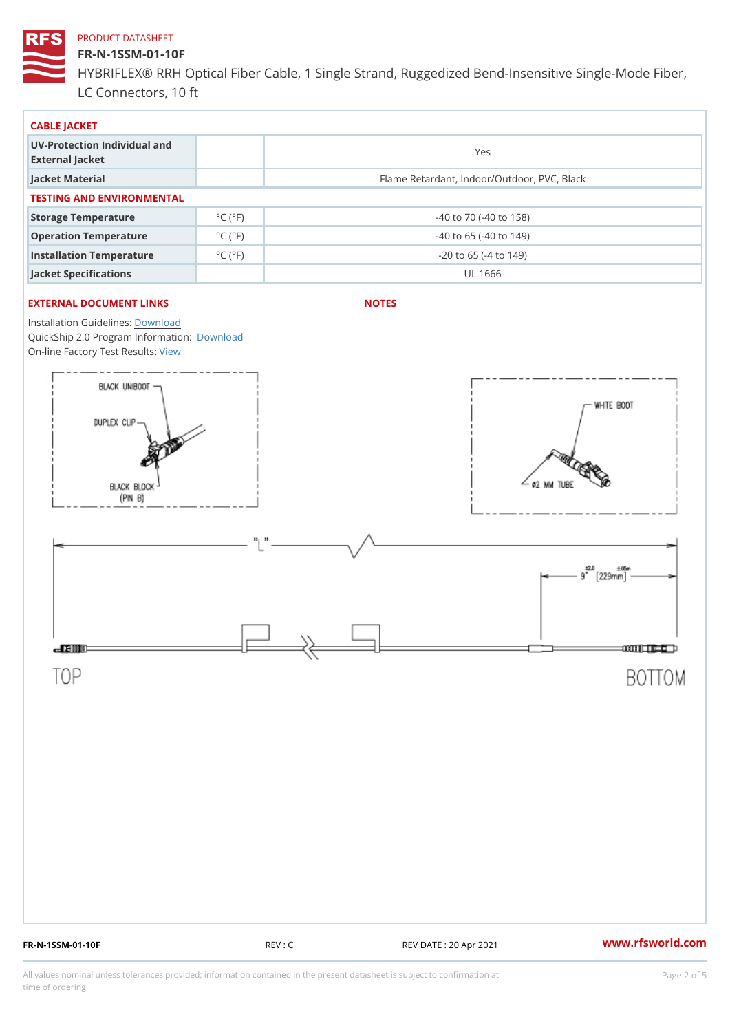PRODUCT DATASHEET

# FR-N-1SSM-01-10F

HYBRIFLEX® RRH Optical Fiber Cable, 1 Single Strand, Ruggedized Bend-Insensitive Single-Mode Fiber, LC Connectors, 10 ft

## CABLE JACKET

| | | |
|---|---|---|
| UV-Protection Individual and External Jacket | | Yes |
| Jacket Material | | Flame Retardant, Indoor/Outdoor, PVC, Black |

## TESTING AND ENVIRONMENTAL

| | | |
|---|---|---|
| Storage Temperature | °C (°F) | -40 to 70 (-40 to 158) |
| Operation Temperature | °C (°F) | -40 to 65 (-40 to 149) |
| Installation Temperature | °C (°F) | -20 to 65 (-4 to 149) |
| Jacket Specifications | | UL 1666 |

## EXTERNAL DOCUMENT LINKS

Installation Guidelines: Download
QuickShip 2.0 Program Information: Download
On-line Factory Test Results: View

## NOTES

BLACK UNIBOOT
DUPLEX CLIP
BLACK BLOCK (PIN B)

WHITE BOOT
ø2 MM TUBE

"L"

9" ±2.0 [229mm] ±.05m

TOP

BOTTOM

FR-N-1SSM-01-10F REV : C REV DATE : 20 Apr 2021 www.rfsworld.com

All values nominal unless tolerances provided; information contained in the present datasheet is subject to confirmation at time of ordering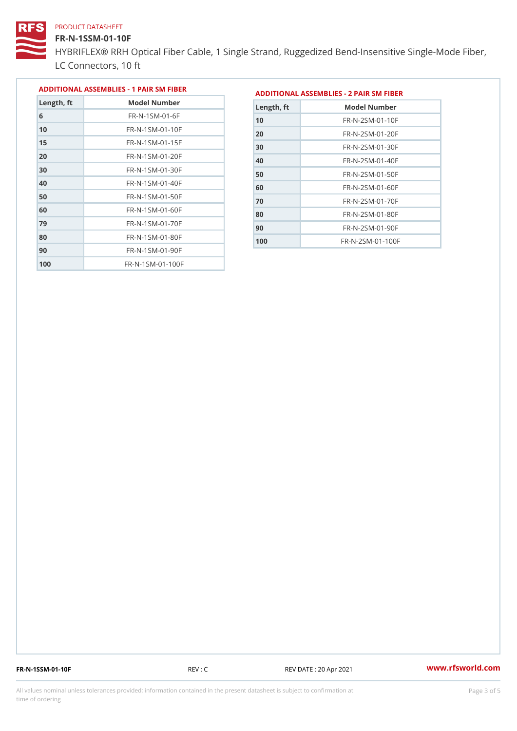PRODUCT DATASHEET

# FR-N-1SSM-01-10F

HYBRIFLEX® RRH Optical Fiber Cable, 1 Single Strand, Ruggedized Bend-Insensitive Single-Mode Fiber, LC Connectors, 10 ft

## ADDITIONAL ASSEMBLIES - 1 PAIR SM FIBER

| Length, ft | Model Number |
|---|---|
| 6 | FR-N-1SM-01-6F |
| 10 | FR-N-1SM-01-10F |
| 15 | FR-N-1SM-01-15F |
| 20 | FR-N-1SM-01-20F |
| 30 | FR-N-1SM-01-30F |
| 40 | FR-N-1SM-01-40F |
| 50 | FR-N-1SM-01-50F |
| 60 | FR-N-1SM-01-60F |
| 79 | FR-N-1SM-01-70F |
| 80 | FR-N-1SM-01-80F |
| 90 | FR-N-1SM-01-90F |
| 100 | FR-N-1SM-01-100F |

## ADDITIONAL ASSEMBLIES - 2 PAIR SM FIBER

| Length, ft | Model Number |
|---|---|
| 10 | FR-N-2SM-01-10F |
| 20 | FR-N-2SM-01-20F |
| 30 | FR-N-2SM-01-30F |
| 40 | FR-N-2SM-01-40F |
| 50 | FR-N-2SM-01-50F |
| 60 | FR-N-2SM-01-60F |
| 70 | FR-N-2SM-01-70F |
| 80 | FR-N-2SM-01-80F |
| 90 | FR-N-2SM-01-90F |
| 100 | FR-N-2SM-01-100F |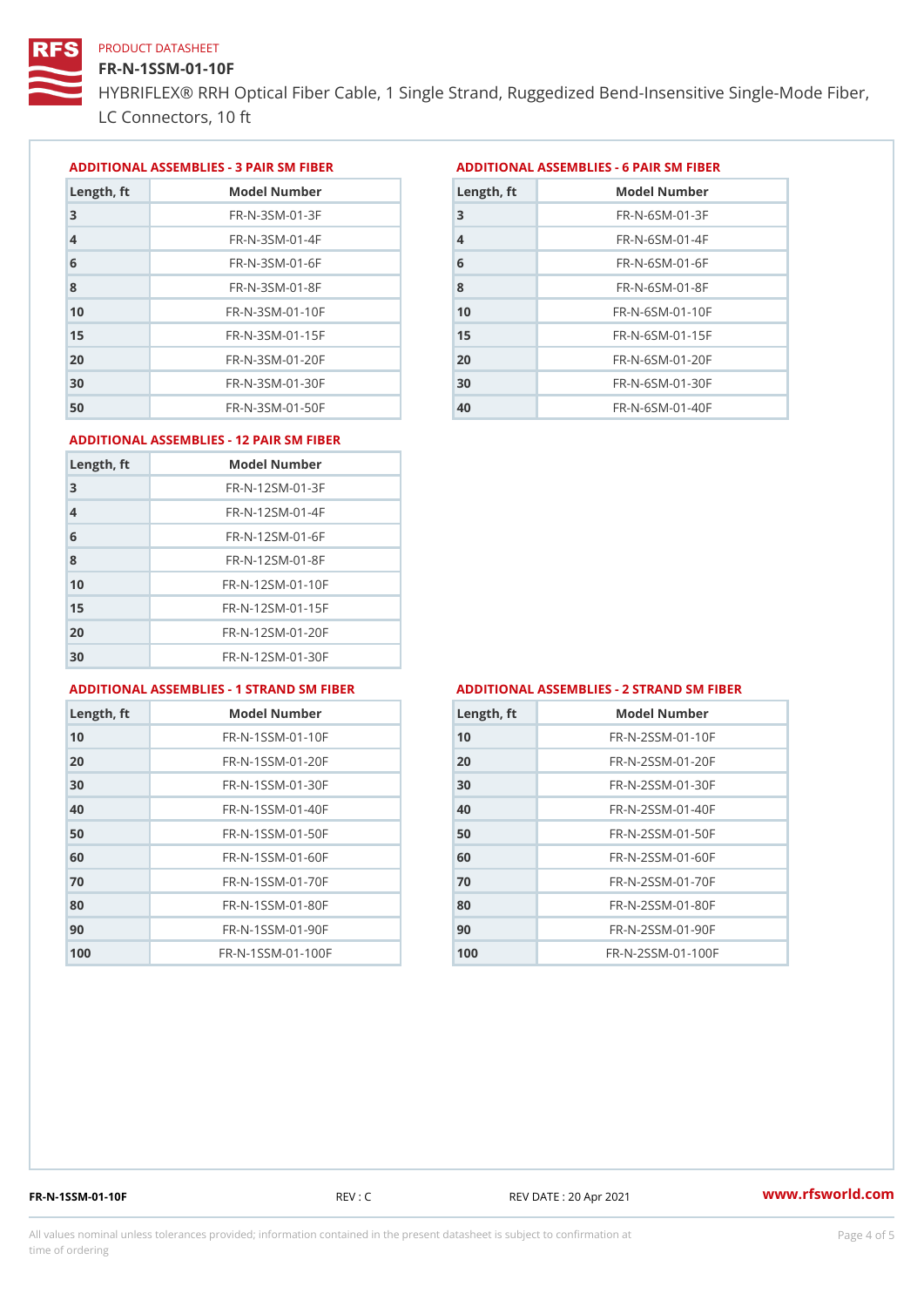PRODUCT DATASHEET

# FR-N-1SSM-01-10F

HYBRIFLEX® RRH Optical Fiber Cable, 1 Single Strand, Ruggedized Bend-Insensitive Single-Mode Fiber, LC Connectors, 10 ft

## ADDITIONAL ASSEMBLIES - 3 PAIR SM FIBER

| Length, ft | Model Number |
|---|---|
| 3 | FR-N-3SM-01-3F |
| 4 | FR-N-3SM-01-4F |
| 6 | FR-N-3SM-01-6F |
| 8 | FR-N-3SM-01-8F |
| 10 | FR-N-3SM-01-10F |
| 15 | FR-N-3SM-01-15F |
| 20 | FR-N-3SM-01-20F |
| 30 | FR-N-3SM-01-30F |
| 50 | FR-N-3SM-01-50F |

## ADDITIONAL ASSEMBLIES - 6 PAIR SM FIBER

| Length, ft | Model Number |
|---|---|
| 3 | FR-N-6SM-01-3F |
| 4 | FR-N-6SM-01-4F |
| 6 | FR-N-6SM-01-6F |
| 8 | FR-N-6SM-01-8F |
| 10 | FR-N-6SM-01-10F |
| 15 | FR-N-6SM-01-15F |
| 20 | FR-N-6SM-01-20F |
| 30 | FR-N-6SM-01-30F |
| 40 | FR-N-6SM-01-40F |

## ADDITIONAL ASSEMBLIES - 12 PAIR SM FIBER

| Length, ft | Model Number |
|---|---|
| 3 | FR-N-12SM-01-3F |
| 4 | FR-N-12SM-01-4F |
| 6 | FR-N-12SM-01-6F |
| 8 | FR-N-12SM-01-8F |
| 10 | FR-N-12SM-01-10F |
| 15 | FR-N-12SM-01-15F |
| 20 | FR-N-12SM-01-20F |
| 30 | FR-N-12SM-01-30F |

## ADDITIONAL ASSEMBLIES - 1 STRAND SM FIBER

| Length, ft | Model Number |
|---|---|
| 10 | FR-N-1SSM-01-10F |
| 20 | FR-N-1SSM-01-20F |
| 30 | FR-N-1SSM-01-30F |
| 40 | FR-N-1SSM-01-40F |
| 50 | FR-N-1SSM-01-50F |
| 60 | FR-N-1SSM-01-60F |
| 70 | FR-N-1SSM-01-70F |
| 80 | FR-N-1SSM-01-80F |
| 90 | FR-N-1SSM-01-90F |
| 100 | FR-N-1SSM-01-100F |

## ADDITIONAL ASSEMBLIES - 2 STRAND SM FIBER

| Length, ft | Model Number |
|---|---|
| 10 | FR-N-2SSM-01-10F |
| 20 | FR-N-2SSM-01-20F |
| 30 | FR-N-2SSM-01-30F |
| 40 | FR-N-2SSM-01-40F |
| 50 | FR-N-2SSM-01-50F |
| 60 | FR-N-2SSM-01-60F |
| 70 | FR-N-2SSM-01-70F |
| 80 | FR-N-2SSM-01-80F |
| 90 | FR-N-2SSM-01-90F |
| 100 | FR-N-2SSM-01-100F |

FR-N-1SSM-01-10F REV : C REV DATE : 20 Apr 2021 www.rfsworld.com

All values nominal unless tolerances provided; information contained in the present datasheet is subject to confirmation at time of ordering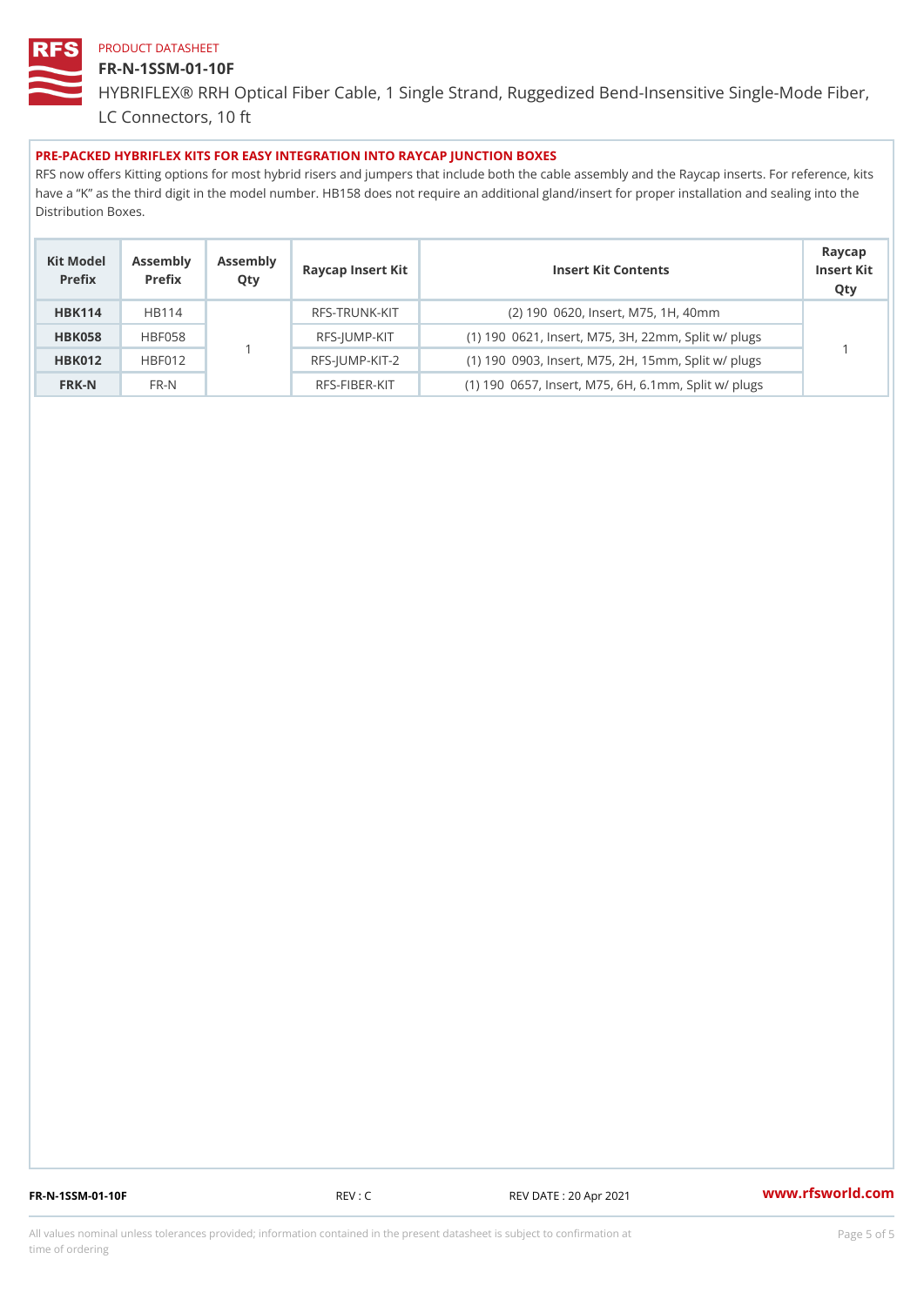PRODUCT DATASHEET

# FR-N-1SSM-01-10F

HYBRIFLEX® RRH Optical Fiber Cable, 1 Single Strand, Ruggedized Bend-Insensitive Single-Mode Fiber, LC Connectors, 10 ft

## PRE-PACKED HYBRIFLEX KITS FOR EASY INTEGRATION INTO RAYCAP JUNCTION BOXES

RFS now offers Kitting options for most hybrid risers and jumpers that include both the cable assembly and the Raycap inserts. For reference, kits have a "K" as the third digit in the model number. HB158 does not require an additional gland/insert for proper installation and sealing into the Distribution Boxes.

| Kit Model Prefix | Assembly Prefix | Assembly Qty | Raycap Insert Kit | Insert Kit Contents | Raycap Insert Kit Qty |
|---|---|---|---|---|---|
| HBK114 | HB114 | 1 | RFS-TRUNK-KIT | (2) 190 0620, Insert, M75, 1H, 40mm | 1 |
| HBK058 | HBF058 | | RFS-JUMP-KIT | (1) 190 0621, Insert, M75, 3H, 22mm, Split w/ plugs | |
| HBK012 | HBF012 | | RFS-JUMP-KIT-2 | (1) 190 0903, Insert, M75, 2H, 15mm, Split w/ plugs | |
| FRK-N | FR-N | | RFS-FIBER-KIT | (1) 190 0657, Insert, M75, 6H, 6.1mm, Split w/ plugs | |

FR-N-1SSM-01-10F REV : C REV DATE : 20 Apr 2021 www.rfsworld.com

All values nominal unless tolerances provided; information contained in the present datasheet is subject to confirmation at time of ordering